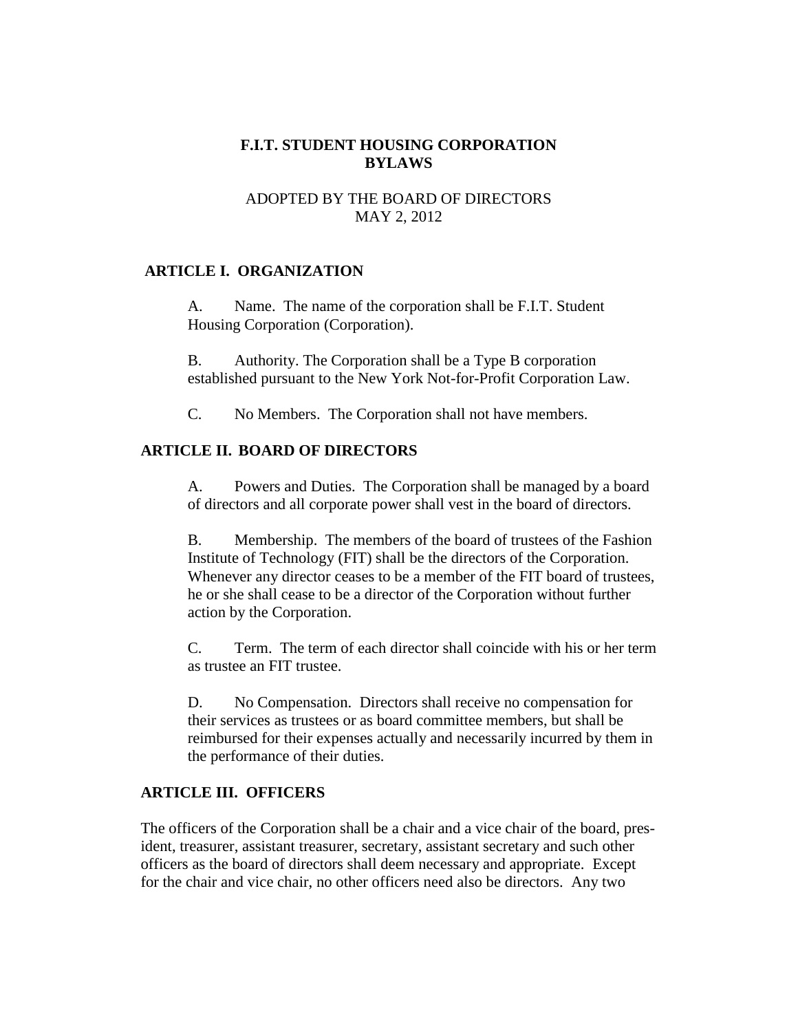# F.I.T. STUDENT HOUSING CORPORATION BYLAWS

ADOPTED BY THE BOARD OF DIRECTORS
MAY 2, 2012

## ARTICLE I. ORGANIZATION

A. Name. The name of the corporation shall be F.I.T. Student Housing Corporation (Corporation).

B. Authority. The Corporation shall be a Type B corporation established pursuant to the New York Not-for-Profit Corporation Law.

C. No Members. The Corporation shall not have members.

## ARTICLE II. BOARD OF DIRECTORS

A. Powers and Duties. The Corporation shall be managed by a board of directors and all corporate power shall vest in the board of directors.

B. Membership. The members of the board of trustees of the Fashion Institute of Technology (FIT) shall be the directors of the Corporation. Whenever any director ceases to be a member of the FIT board of trustees, he or she shall cease to be a director of the Corporation without further action by the Corporation.

C. Term. The term of each director shall coincide with his or her term as trustee an FIT trustee.

D. No Compensation. Directors shall receive no compensation for their services as trustees or as board committee members, but shall be reimbursed for their expenses actually and necessarily incurred by them in the performance of their duties.

## ARTICLE III. OFFICERS

The officers of the Corporation shall be a chair and a vice chair of the board, president, treasurer, assistant treasurer, secretary, assistant secretary and such other officers as the board of directors shall deem necessary and appropriate. Except for the chair and vice chair, no other officers need also be directors. Any two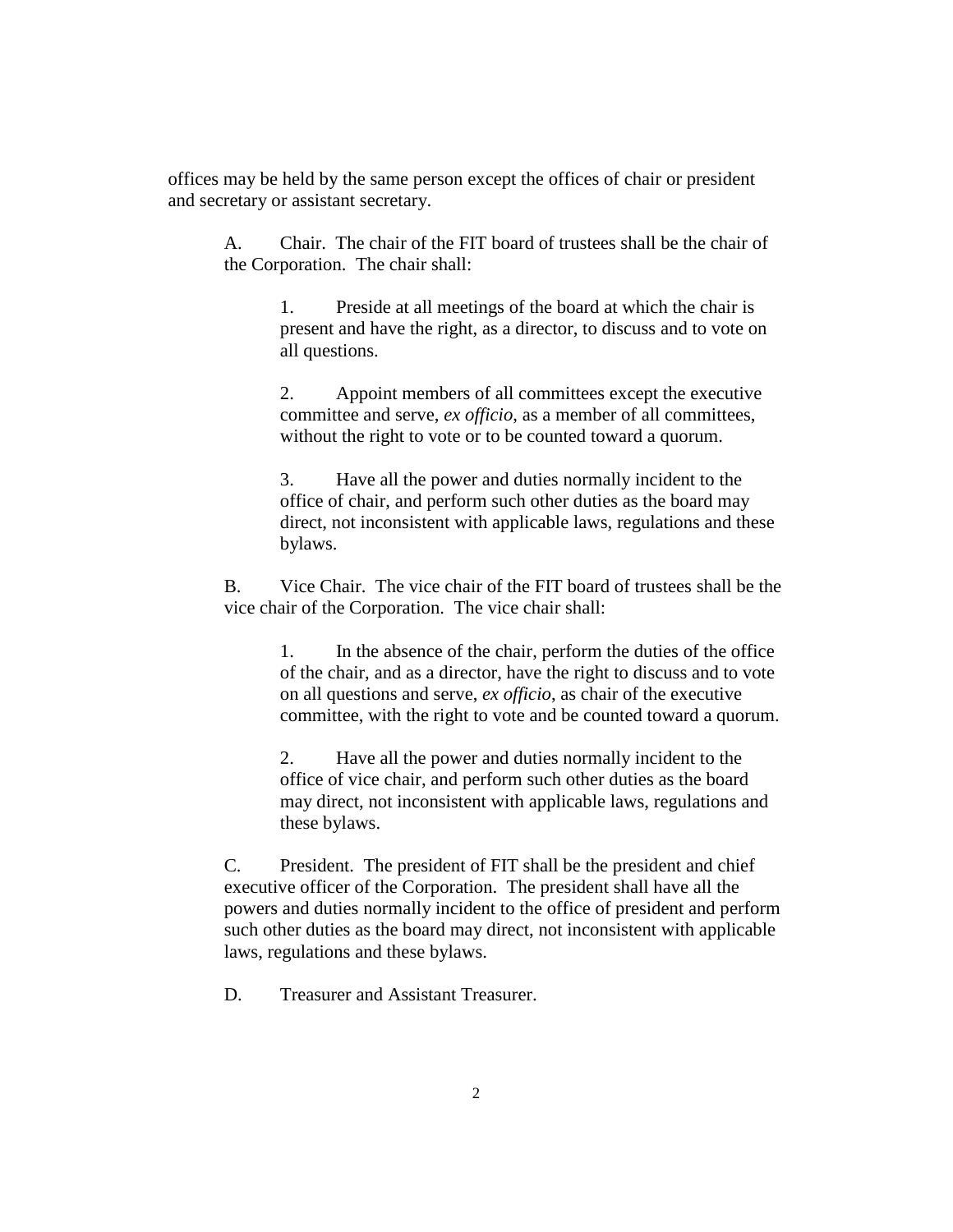offices may be held by the same person except the offices of chair or president and secretary or assistant secretary.

A. Chair. The chair of the FIT board of trustees shall be the chair of the Corporation. The chair shall:

1. Preside at all meetings of the board at which the chair is present and have the right, as a director, to discuss and to vote on all questions.

2. Appoint members of all committees except the executive committee and serve, *ex officio*, as a member of all committees, without the right to vote or to be counted toward a quorum.

3. Have all the power and duties normally incident to the office of chair, and perform such other duties as the board may direct, not inconsistent with applicable laws, regulations and these bylaws.

B. Vice Chair. The vice chair of the FIT board of trustees shall be the vice chair of the Corporation. The vice chair shall:

1. In the absence of the chair, perform the duties of the office of the chair, and as a director, have the right to discuss and to vote on all questions and serve, *ex officio*, as chair of the executive committee, with the right to vote and be counted toward a quorum.

2. Have all the power and duties normally incident to the office of vice chair, and perform such other duties as the board may direct, not inconsistent with applicable laws, regulations and these bylaws.

C. President. The president of FIT shall be the president and chief executive officer of the Corporation. The president shall have all the powers and duties normally incident to the office of president and perform such other duties as the board may direct, not inconsistent with applicable laws, regulations and these bylaws.

D. Treasurer and Assistant Treasurer.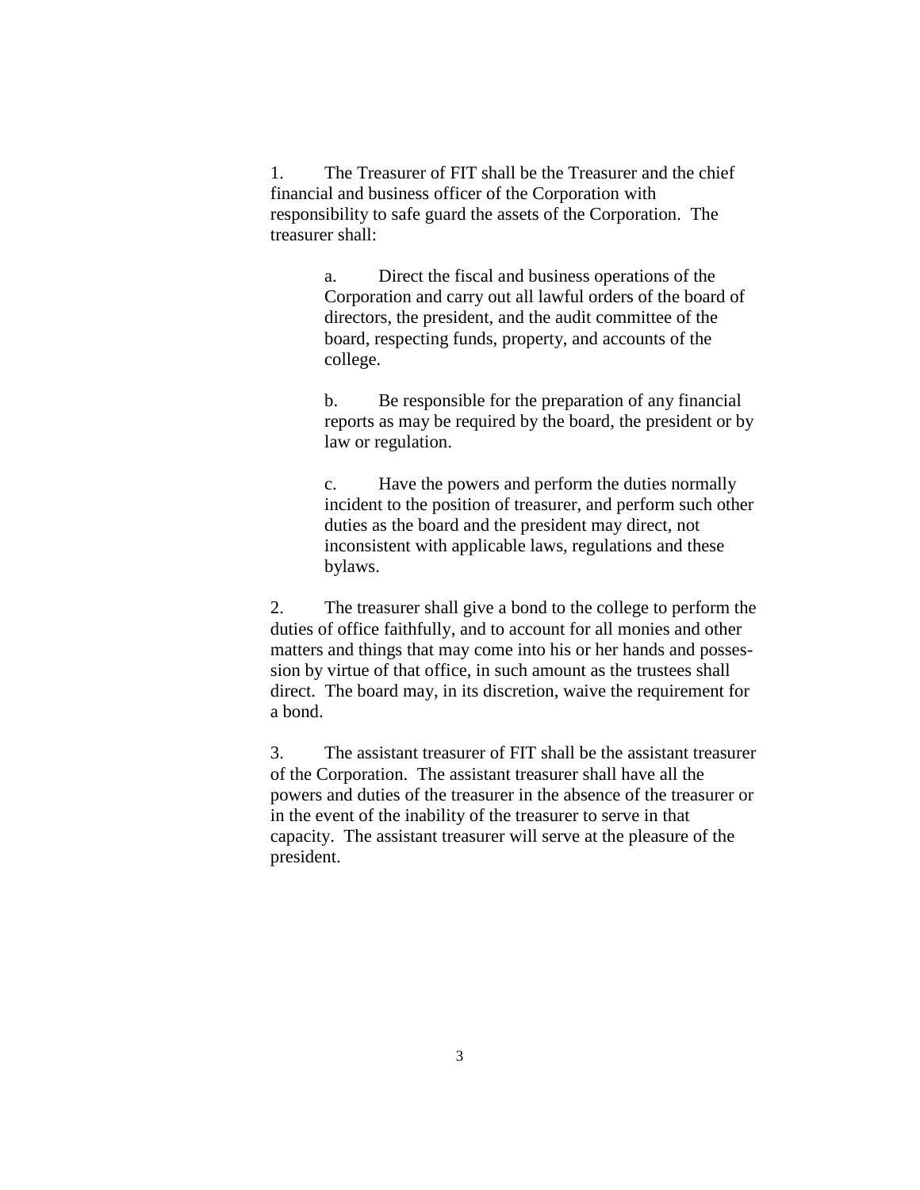1. The Treasurer of FIT shall be the Treasurer and the chief financial and business officer of the Corporation with responsibility to safe guard the assets of the Corporation. The treasurer shall:

    a. Direct the fiscal and business operations of the Corporation and carry out all lawful orders of the board of directors, the president, and the audit committee of the board, respecting funds, property, and accounts of the college.

    b. Be responsible for the preparation of any financial reports as may be required by the board, the president or by law or regulation.

    c. Have the powers and perform the duties normally incident to the position of treasurer, and perform such other duties as the board and the president may direct, not inconsistent with applicable laws, regulations and these bylaws.

2. The treasurer shall give a bond to the college to perform the duties of office faithfully, and to account for all monies and other matters and things that may come into his or her hands and possession by virtue of that office, in such amount as the trustees shall direct. The board may, in its discretion, waive the requirement for a bond.

3. The assistant treasurer of FIT shall be the assistant treasurer of the Corporation. The assistant treasurer shall have all the powers and duties of the treasurer in the absence of the treasurer or in the event of the inability of the treasurer to serve in that capacity. The assistant treasurer will serve at the pleasure of the president.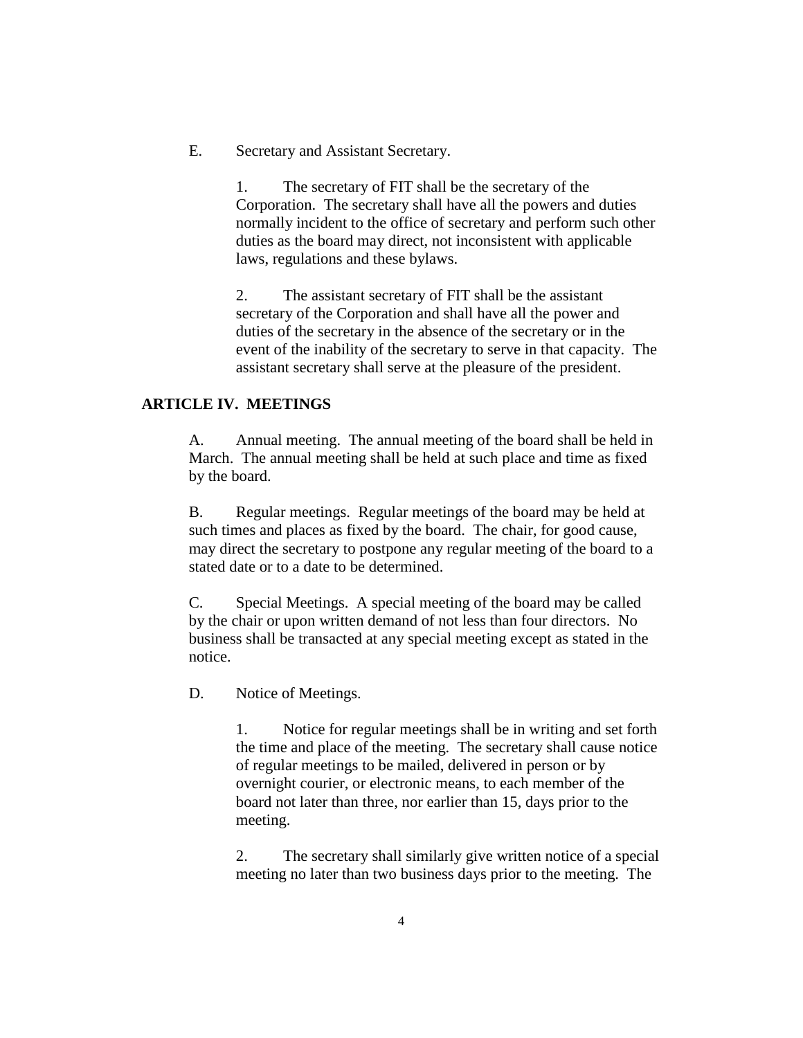E. Secretary and Assistant Secretary.

1. The secretary of FIT shall be the secretary of the Corporation. The secretary shall have all the powers and duties normally incident to the office of secretary and perform such other duties as the board may direct, not inconsistent with applicable laws, regulations and these bylaws.

2. The assistant secretary of FIT shall be the assistant secretary of the Corporation and shall have all the power and duties of the secretary in the absence of the secretary or in the event of the inability of the secretary to serve in that capacity. The assistant secretary shall serve at the pleasure of the president.

## ARTICLE IV. MEETINGS

A. Annual meeting. The annual meeting of the board shall be held in March. The annual meeting shall be held at such place and time as fixed by the board.

B. Regular meetings. Regular meetings of the board may be held at such times and places as fixed by the board. The chair, for good cause, may direct the secretary to postpone any regular meeting of the board to a stated date or to a date to be determined.

C. Special Meetings. A special meeting of the board may be called by the chair or upon written demand of not less than four directors. No business shall be transacted at any special meeting except as stated in the notice.

D. Notice of Meetings.

1. Notice for regular meetings shall be in writing and set forth the time and place of the meeting. The secretary shall cause notice of regular meetings to be mailed, delivered in person or by overnight courier, or electronic means, to each member of the board not later than three, nor earlier than 15, days prior to the meeting.

2. The secretary shall similarly give written notice of a special meeting no later than two business days prior to the meeting. The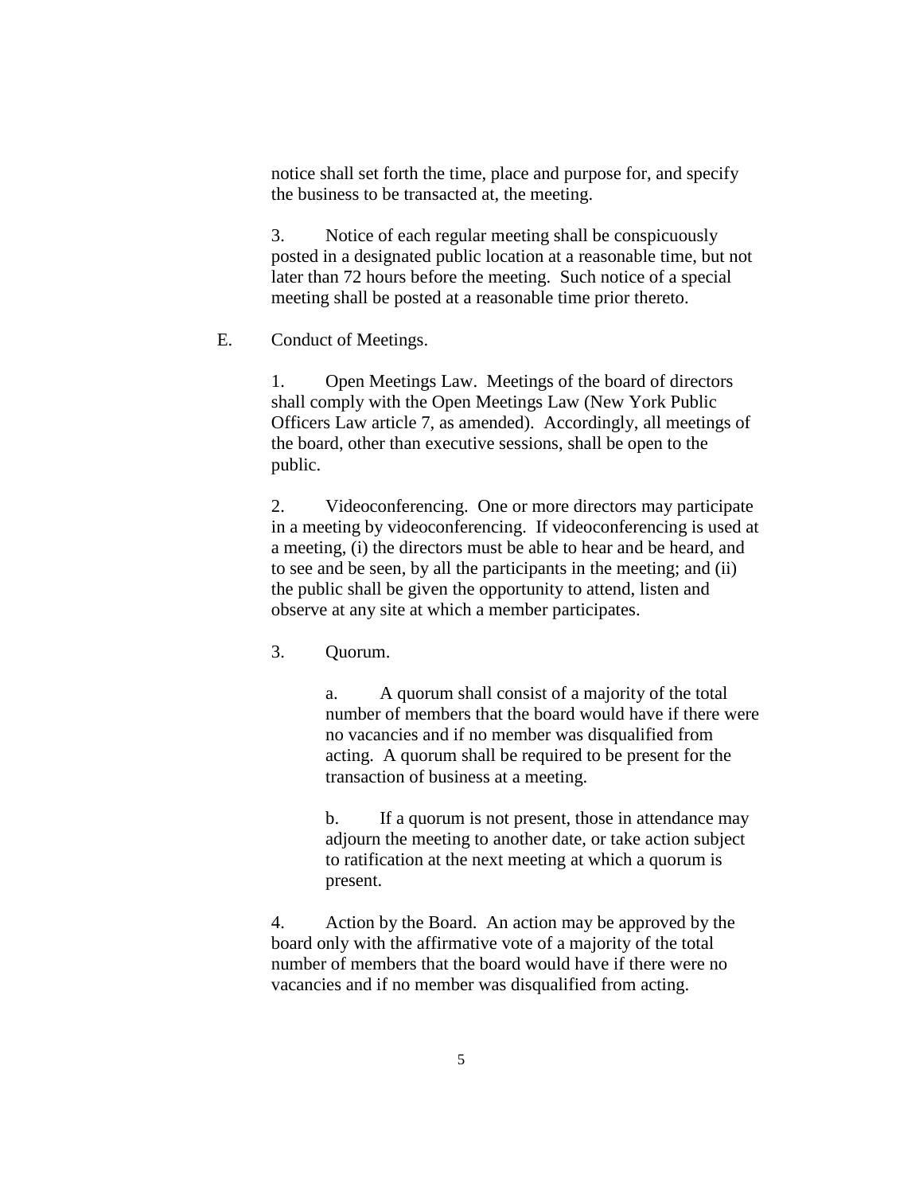notice shall set forth the time, place and purpose for, and specify the business to be transacted at, the meeting.

3. Notice of each regular meeting shall be conspicuously posted in a designated public location at a reasonable time, but not later than 72 hours before the meeting. Such notice of a special meeting shall be posted at a reasonable time prior thereto.

E. Conduct of Meetings.

1. Open Meetings Law. Meetings of the board of directors shall comply with the Open Meetings Law (New York Public Officers Law article 7, as amended). Accordingly, all meetings of the board, other than executive sessions, shall be open to the public.

2. Videoconferencing. One or more directors may participate in a meeting by videoconferencing. If videoconferencing is used at a meeting, (i) the directors must be able to hear and be heard, and to see and be seen, by all the participants in the meeting; and (ii) the public shall be given the opportunity to attend, listen and observe at any site at which a member participates.

3. Quorum.

a. A quorum shall consist of a majority of the total number of members that the board would have if there were no vacancies and if no member was disqualified from acting. A quorum shall be required to be present for the transaction of business at a meeting.

b. If a quorum is not present, those in attendance may adjourn the meeting to another date, or take action subject to ratification at the next meeting at which a quorum is present.

4. Action by the Board. An action may be approved by the board only with the affirmative vote of a majority of the total number of members that the board would have if there were no vacancies and if no member was disqualified from acting.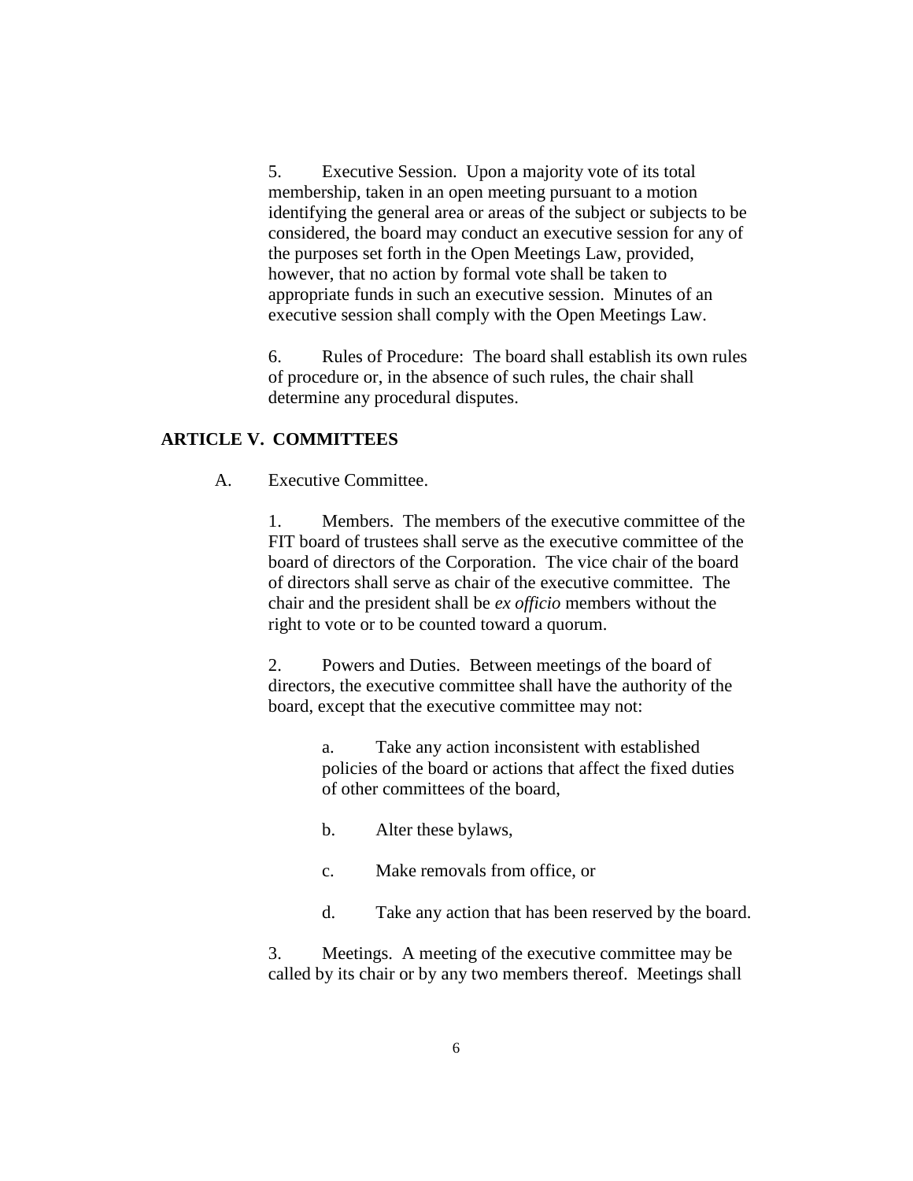5. Executive Session. Upon a majority vote of its total membership, taken in an open meeting pursuant to a motion identifying the general area or areas of the subject or subjects to be considered, the board may conduct an executive session for any of the purposes set forth in the Open Meetings Law, provided, however, that no action by formal vote shall be taken to appropriate funds in such an executive session. Minutes of an executive session shall comply with the Open Meetings Law.

6. Rules of Procedure: The board shall establish its own rules of procedure or, in the absence of such rules, the chair shall determine any procedural disputes.

## ARTICLE V. COMMITTEES

A. Executive Committee.

1. Members. The members of the executive committee of the FIT board of trustees shall serve as the executive committee of the board of directors of the Corporation. The vice chair of the board of directors shall serve as chair of the executive committee. The chair and the president shall be *ex officio* members without the right to vote or to be counted toward a quorum.

2. Powers and Duties. Between meetings of the board of directors, the executive committee shall have the authority of the board, except that the executive committee may not:

a. Take any action inconsistent with established policies of the board or actions that affect the fixed duties of other committees of the board,

b. Alter these bylaws,

c. Make removals from office, or

d. Take any action that has been reserved by the board.

3. Meetings. A meeting of the executive committee may be called by its chair or by any two members thereof. Meetings shall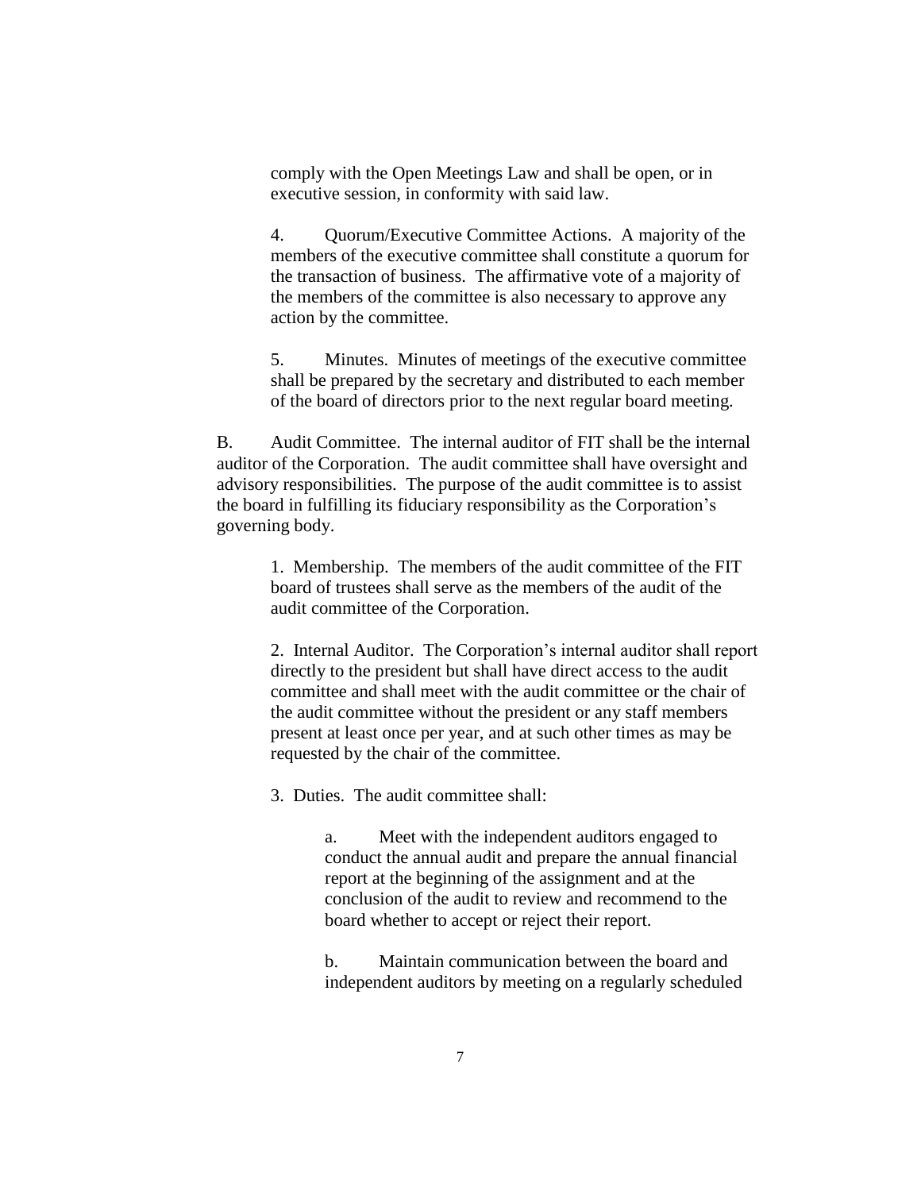comply with the Open Meetings Law and shall be open, or in executive session, in conformity with said law.

4. Quorum/Executive Committee Actions. A majority of the members of the executive committee shall constitute a quorum for the transaction of business. The affirmative vote of a majority of the members of the committee is also necessary to approve any action by the committee.

5. Minutes. Minutes of meetings of the executive committee shall be prepared by the secretary and distributed to each member of the board of directors prior to the next regular board meeting.

B. Audit Committee. The internal auditor of FIT shall be the internal auditor of the Corporation. The audit committee shall have oversight and advisory responsibilities. The purpose of the audit committee is to assist the board in fulfilling its fiduciary responsibility as the Corporation's governing body.

1. Membership. The members of the audit committee of the FIT board of trustees shall serve as the members of the audit of the audit committee of the Corporation.

2. Internal Auditor. The Corporation's internal auditor shall report directly to the president but shall have direct access to the audit committee and shall meet with the audit committee or the chair of the audit committee without the president or any staff members present at least once per year, and at such other times as may be requested by the chair of the committee.

3. Duties. The audit committee shall:

a. Meet with the independent auditors engaged to conduct the annual audit and prepare the annual financial report at the beginning of the assignment and at the conclusion of the audit to review and recommend to the board whether to accept or reject their report.

b. Maintain communication between the board and independent auditors by meeting on a regularly scheduled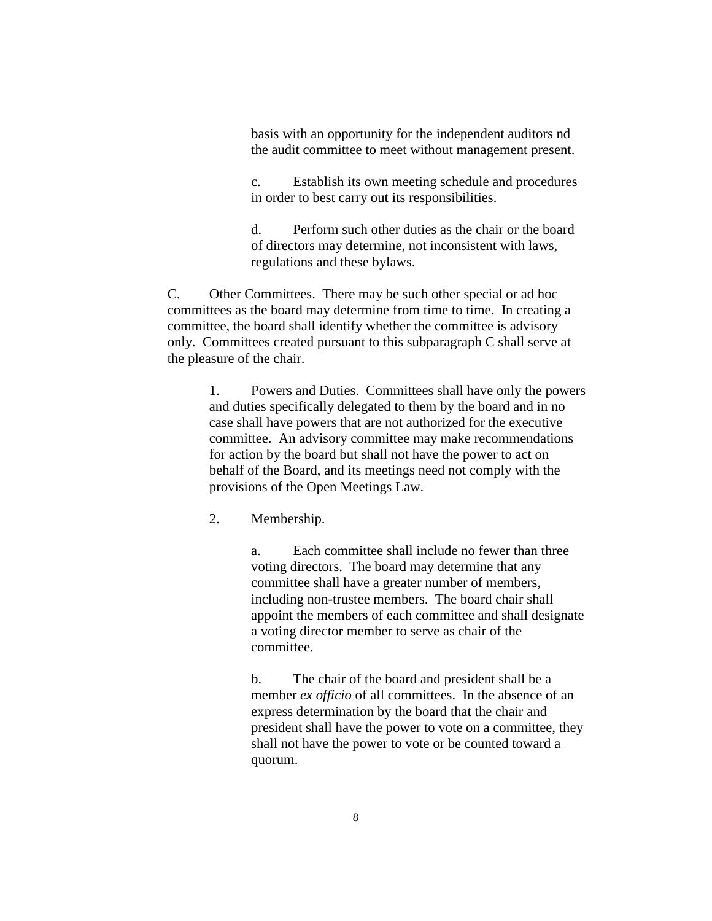basis with an opportunity for the independent auditors nd the audit committee to meet without management present.

c. Establish its own meeting schedule and procedures in order to best carry out its responsibilities.

d. Perform such other duties as the chair or the board of directors may determine, not inconsistent with laws, regulations and these bylaws.

C. Other Committees. There may be such other special or ad hoc committees as the board may determine from time to time. In creating a committee, the board shall identify whether the committee is advisory only. Committees created pursuant to this subparagraph C shall serve at the pleasure of the chair.

1. Powers and Duties. Committees shall have only the powers and duties specifically delegated to them by the board and in no case shall have powers that are not authorized for the executive committee. An advisory committee may make recommendations for action by the board but shall not have the power to act on behalf of the Board, and its meetings need not comply with the provisions of the Open Meetings Law.

2. Membership.

a. Each committee shall include no fewer than three voting directors. The board may determine that any committee shall have a greater number of members, including non-trustee members. The board chair shall appoint the members of each committee and shall designate a voting director member to serve as chair of the committee.

b. The chair of the board and president shall be a member *ex officio* of all committees. In the absence of an express determination by the board that the chair and president shall have the power to vote on a committee, they shall not have the power to vote or be counted toward a quorum.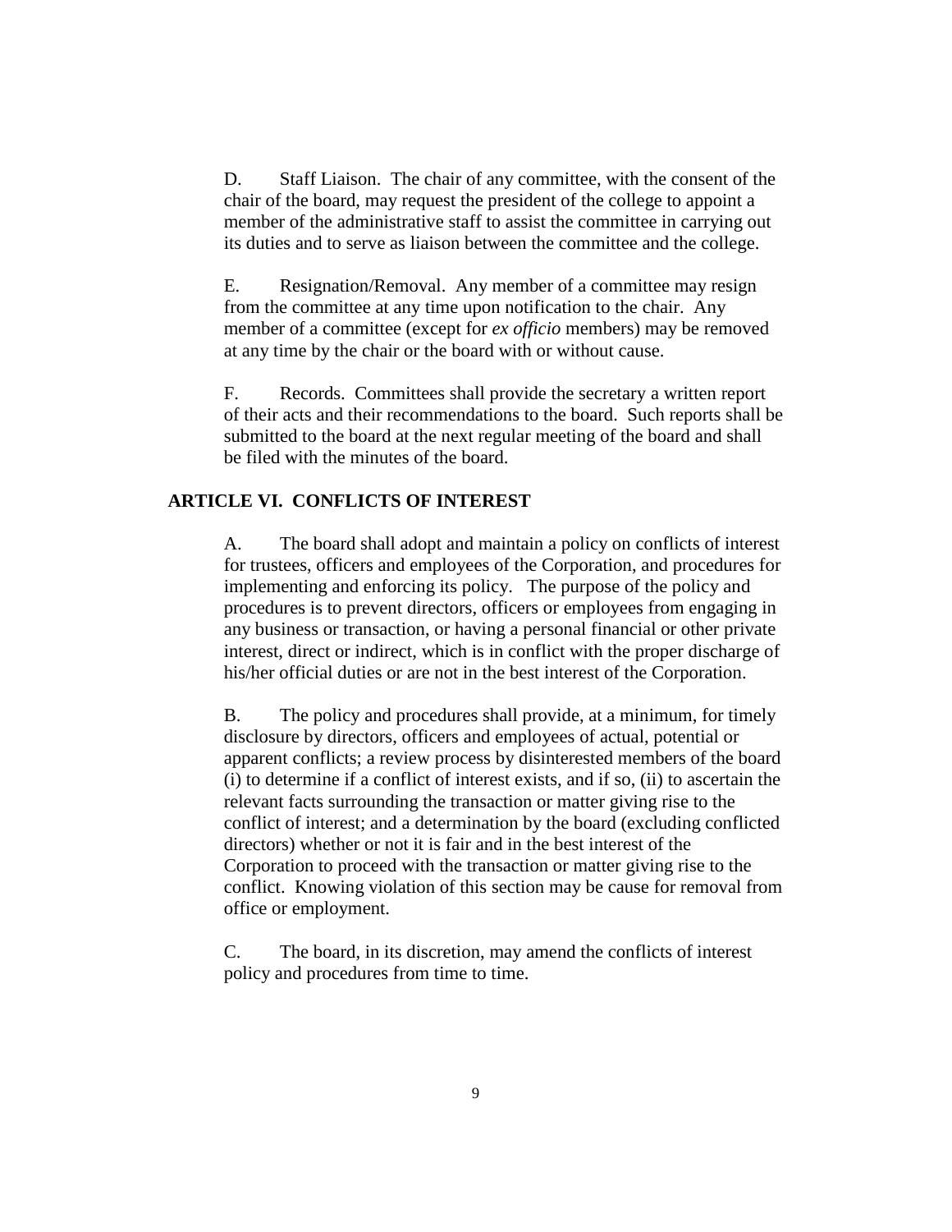D. Staff Liaison. The chair of any committee, with the consent of the chair of the board, may request the president of the college to appoint a member of the administrative staff to assist the committee in carrying out its duties and to serve as liaison between the committee and the college.

E. Resignation/Removal. Any member of a committee may resign from the committee at any time upon notification to the chair. Any member of a committee (except for *ex officio* members) may be removed at any time by the chair or the board with or without cause.

F. Records. Committees shall provide the secretary a written report of their acts and their recommendations to the board. Such reports shall be submitted to the board at the next regular meeting of the board and shall be filed with the minutes of the board.

## ARTICLE VI. CONFLICTS OF INTEREST

A. The board shall adopt and maintain a policy on conflicts of interest for trustees, officers and employees of the Corporation, and procedures for implementing and enforcing its policy. The purpose of the policy and procedures is to prevent directors, officers or employees from engaging in any business or transaction, or having a personal financial or other private interest, direct or indirect, which is in conflict with the proper discharge of his/her official duties or are not in the best interest of the Corporation.

B. The policy and procedures shall provide, at a minimum, for timely disclosure by directors, officers and employees of actual, potential or apparent conflicts; a review process by disinterested members of the board (i) to determine if a conflict of interest exists, and if so, (ii) to ascertain the relevant facts surrounding the transaction or matter giving rise to the conflict of interest; and a determination by the board (excluding conflicted directors) whether or not it is fair and in the best interest of the Corporation to proceed with the transaction or matter giving rise to the conflict. Knowing violation of this section may be cause for removal from office or employment.

C. The board, in its discretion, may amend the conflicts of interest policy and procedures from time to time.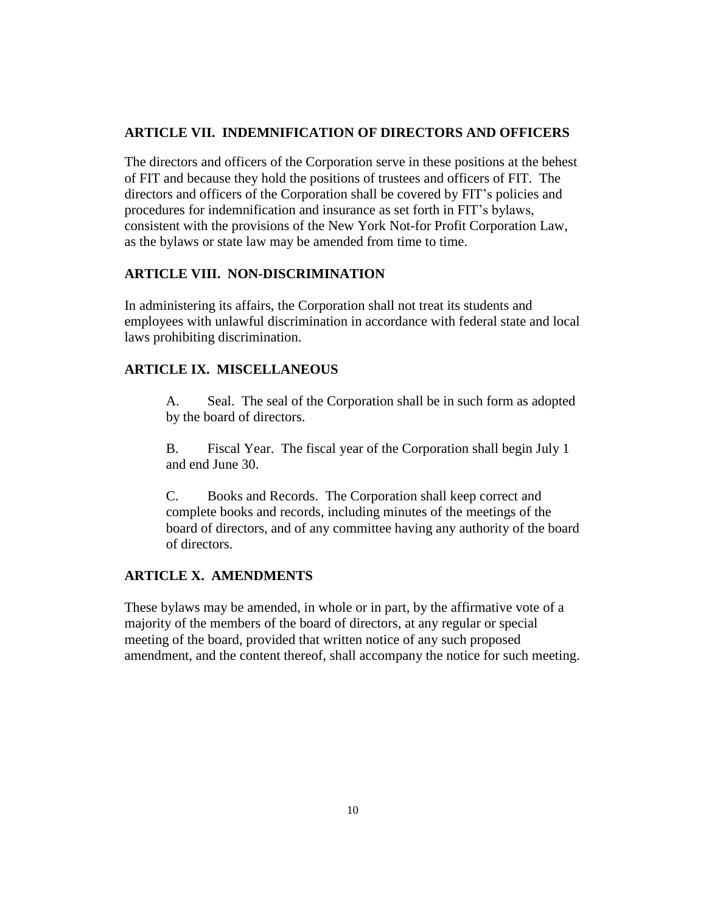## ARTICLE VII. INDEMNIFICATION OF DIRECTORS AND OFFICERS

The directors and officers of the Corporation serve in these positions at the behest of FIT and because they hold the positions of trustees and officers of FIT. The directors and officers of the Corporation shall be covered by FIT's policies and procedures for indemnification and insurance as set forth in FIT's bylaws, consistent with the provisions of the New York Not-for Profit Corporation Law, as the bylaws or state law may be amended from time to time.

## ARTICLE VIII. NON-DISCRIMINATION

In administering its affairs, the Corporation shall not treat its students and employees with unlawful discrimination in accordance with federal state and local laws prohibiting discrimination.

## ARTICLE IX. MISCELLANEOUS

A. Seal. The seal of the Corporation shall be in such form as adopted by the board of directors.

B. Fiscal Year. The fiscal year of the Corporation shall begin July 1 and end June 30.

C. Books and Records. The Corporation shall keep correct and complete books and records, including minutes of the meetings of the board of directors, and of any committee having any authority of the board of directors.

## ARTICLE X. AMENDMENTS

These bylaws may be amended, in whole or in part, by the affirmative vote of a majority of the members of the board of directors, at any regular or special meeting of the board, provided that written notice of any such proposed amendment, and the content thereof, shall accompany the notice for such meeting.